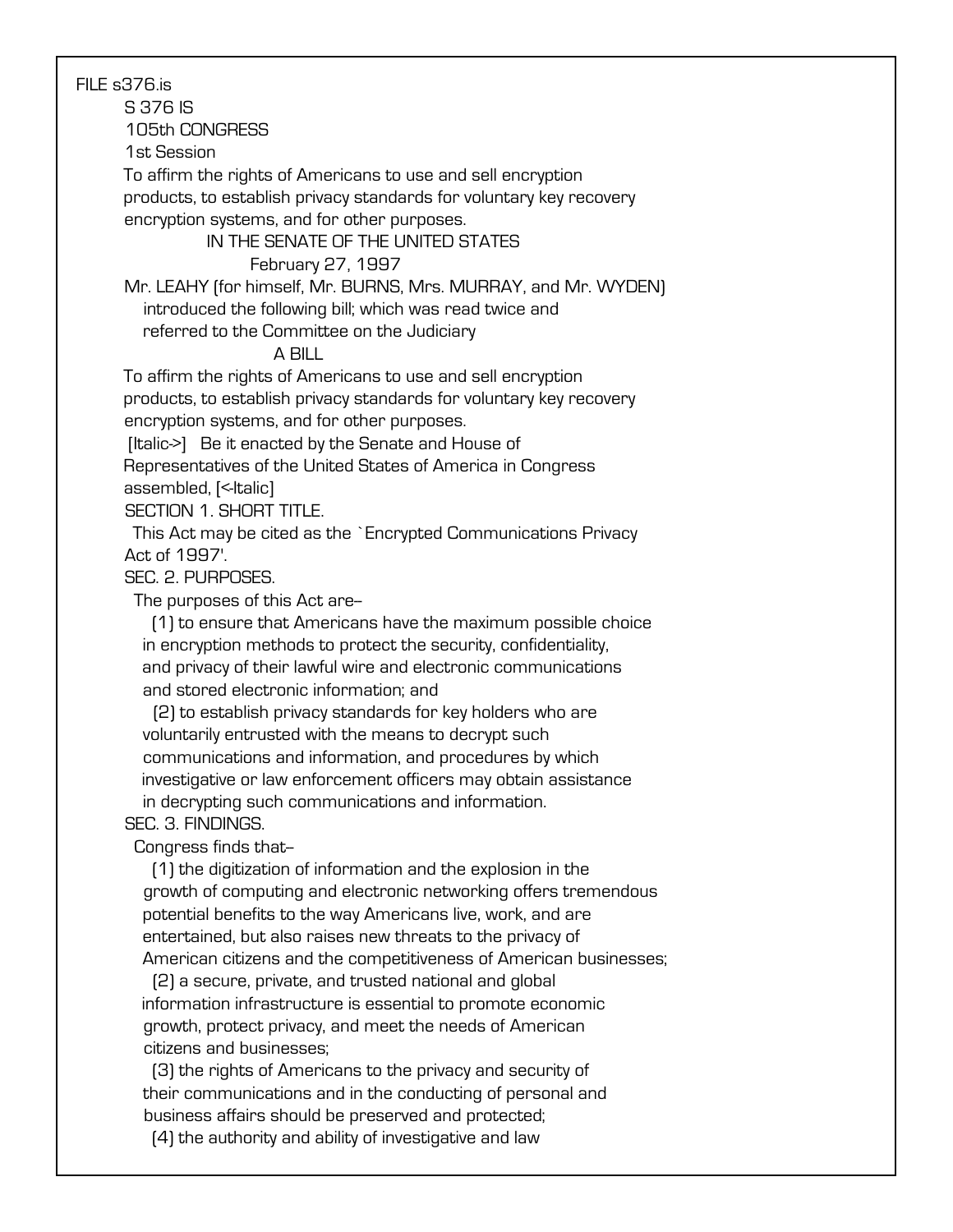FILE s376.is

S 376 IS

105th CONGRESS

1st Session

To affirm the rights of Americans to use and sell encryption products, to establish privacy standards for voluntary key recovery encryption systems, and for other purposes.

IN THE SENATE OF THE UNITED STATES

February 27, 1997

Mr. LEAHY (for himself, Mr. BURNS, Mrs. MURRAY, and Mr. WYDEN) introduced the following bill; which was read twice and referred to the Committee on the Judiciary

A BILL

To affirm the rights of Americans to use and sell encryption products, to establish privacy standards for voluntary key recovery encryption systems, and for other purposes.

[Italic->] Be it enacted by the Senate and House of Representatives of the United States of America in Congress assembled, [<-Italic]

SECTION 1. SHORT TITLE.

This Act may be cited as the `Encrypted Communications Privacy Act of 1997'.

SEC. 2. PURPOSES.

The purposes of this Act are--

(1) to ensure that Americans have the maximum possible choice in encryption methods to protect the security, confidentiality, and privacy of their lawful wire and electronic communications and stored electronic information; and

(2) to establish privacy standards for key holders who are voluntarily entrusted with the means to decrypt such communications and information, and procedures by which investigative or law enforcement officers may obtain assistance in decrypting such communications and information.

SEC. 3. FINDINGS.

Congress finds that--

(1) the digitization of information and the explosion in the growth of computing and electronic networking offers tremendous potential benefits to the way Americans live, work, and are entertained, but also raises new threats to the privacy of American citizens and the competitiveness of American businesses;

(2) a secure, private, and trusted national and global information infrastructure is essential to promote economic growth, protect privacy, and meet the needs of American citizens and businesses;

(3) the rights of Americans to the privacy and security of their communications and in the conducting of personal and business affairs should be preserved and protected;

(4) the authority and ability of investigative and law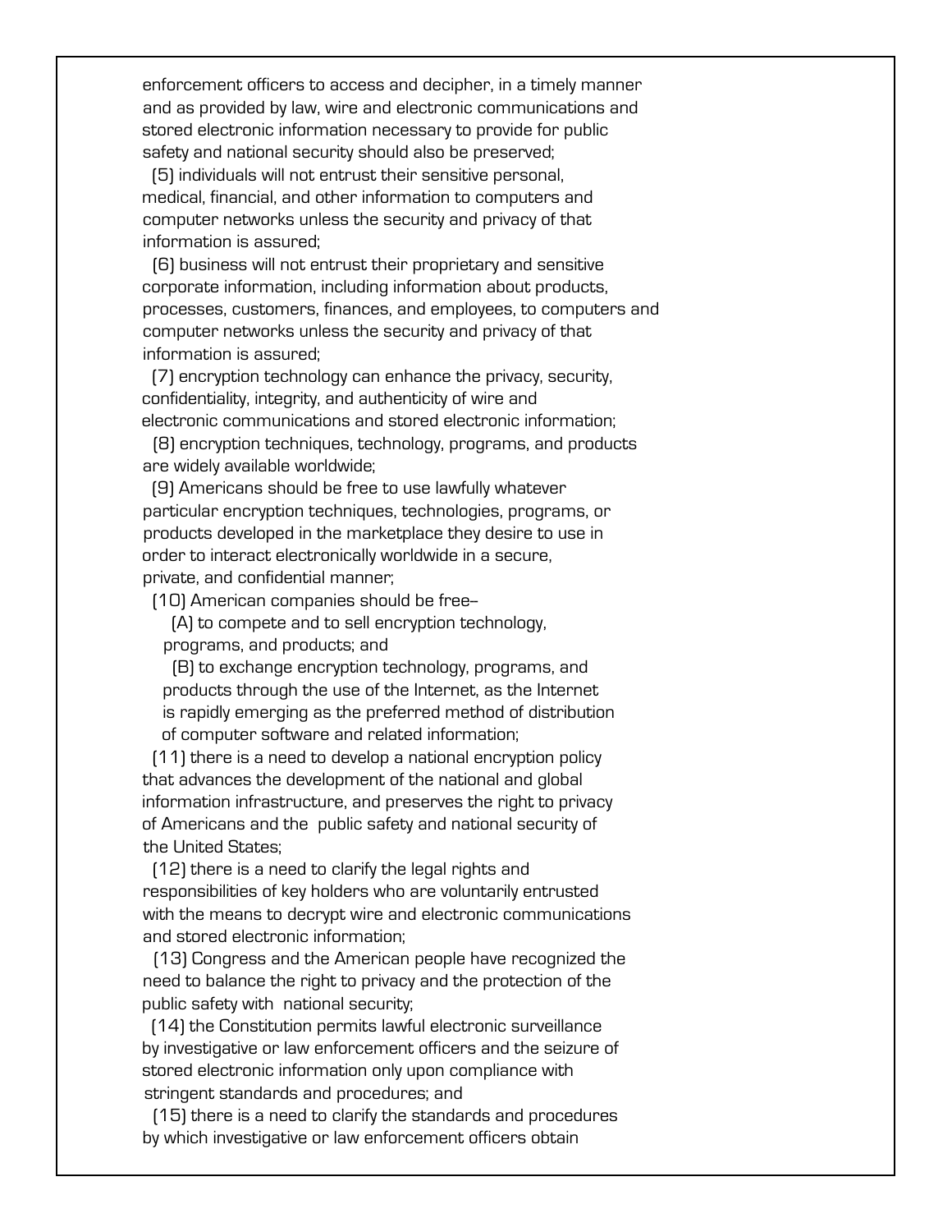enforcement officers to access and decipher, in a timely manner and as provided by law, wire and electronic communications and stored electronic information necessary to provide for public safety and national security should also be preserved;

(5) individuals will not entrust their sensitive personal, medical, financial, and other information to computers and computer networks unless the security and privacy of that information is assured;

(6) business will not entrust their proprietary and sensitive corporate information, including information about products, processes, customers, finances, and employees, to computers and computer networks unless the security and privacy of that information is assured;

(7) encryption technology can enhance the privacy, security, confidentiality, integrity, and authenticity of wire and electronic communications and stored electronic information;

(8) encryption techniques, technology, programs, and products are widely available worldwide;

(9) Americans should be free to use lawfully whatever particular encryption techniques, technologies, programs, or products developed in the marketplace they desire to use in order to interact electronically worldwide in a secure, private, and confidential manner;

(10) American companies should be free--

(A) to compete and to sell encryption technology, programs, and products; and

(B) to exchange encryption technology, programs, and products through the use of the Internet, as the Internet is rapidly emerging as the preferred method of distribution of computer software and related information;

(11) there is a need to develop a national encryption policy that advances the development of the national and global information infrastructure, and preserves the right to privacy of Americans and the public safety and national security of the United States;

(12) there is a need to clarify the legal rights and responsibilities of key holders who are voluntarily entrusted with the means to decrypt wire and electronic communications and stored electronic information;

(13) Congress and the American people have recognized the need to balance the right to privacy and the protection of the public safety with national security;

(14) the Constitution permits lawful electronic surveillance by investigative or law enforcement officers and the seizure of stored electronic information only upon compliance with stringent standards and procedures; and

(15) there is a need to clarify the standards and procedures by which investigative or law enforcement officers obtain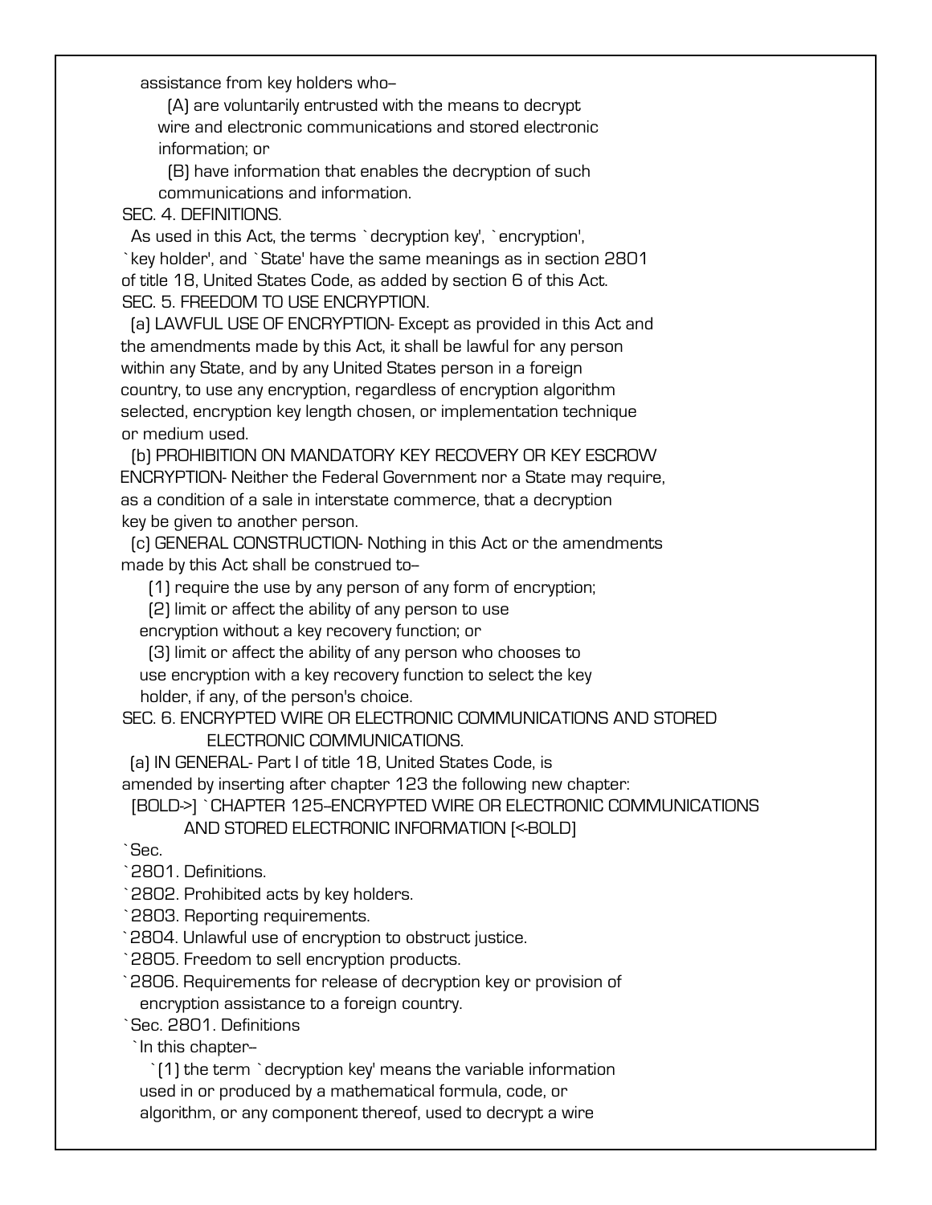assistance from key holders who--

(A) are voluntarily entrusted with the means to decrypt wire and electronic communications and stored electronic information; or

(B) have information that enables the decryption of such communications and information.

SEC. 4. DEFINITIONS.

As used in this Act, the terms `decryption key', `encryption', `key holder', and `State' have the same meanings as in section 2801 of title 18, United States Code, as added by section 6 of this Act.

SEC. 5. FREEDOM TO USE ENCRYPTION.

(a) LAWFUL USE OF ENCRYPTION- Except as provided in this Act and the amendments made by this Act, it shall be lawful for any person within any State, and by any United States person in a foreign country, to use any encryption, regardless of encryption algorithm selected, encryption key length chosen, or implementation technique or medium used.

(b) PROHIBITION ON MANDATORY KEY RECOVERY OR KEY ESCROW ENCRYPTION- Neither the Federal Government nor a State may require, as a condition of a sale in interstate commerce, that a decryption key be given to another person.

(c) GENERAL CONSTRUCTION- Nothing in this Act or the amendments made by this Act shall be construed to--

(1) require the use by any person of any form of encryption;

(2) limit or affect the ability of any person to use encryption without a key recovery function; or

(3) limit or affect the ability of any person who chooses to use encryption with a key recovery function to select the key holder, if any, of the person's choice.

SEC. 6. ENCRYPTED WIRE OR ELECTRONIC COMMUNICATIONS AND STORED ELECTRONIC COMMUNICATIONS.

(a) IN GENERAL- Part I of title 18, United States Code, is amended by inserting after chapter 123 the following new chapter:

[BOLD->] `CHAPTER 125--ENCRYPTED WIRE OR ELECTRONIC COMMUNICATIONS AND STORED ELECTRONIC INFORMATION [<-BOLD]

`Sec.

`2801. Definitions.

`2802. Prohibited acts by key holders.

`2803. Reporting requirements.

`2804. Unlawful use of encryption to obstruct justice.

`2805. Freedom to sell encryption products.

`2806. Requirements for release of decryption key or provision of encryption assistance to a foreign country.

`Sec. 2801. Definitions

`In this chapter--

`(1) the term `decryption key' means the variable information used in or produced by a mathematical formula, code, or algorithm, or any component thereof, used to decrypt a wire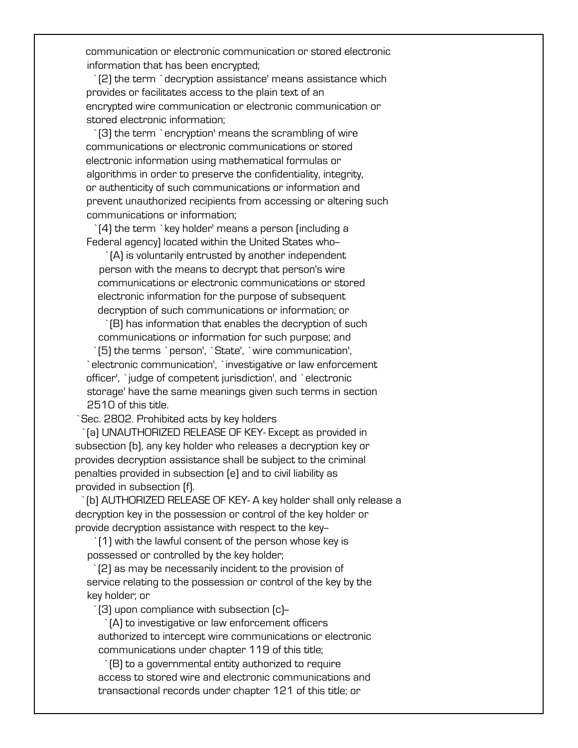communication or electronic communication or stored electronic information that has been encrypted;

`(2) the term `decryption assistance' means assistance which provides or facilitates access to the plain text of an encrypted wire communication or electronic communication or stored electronic information;

`(3) the term `encryption' means the scrambling of wire communications or electronic communications or stored electronic information using mathematical formulas or algorithms in order to preserve the confidentiality, integrity, or authenticity of such communications or information and prevent unauthorized recipients from accessing or altering such communications or information;

`(4) the term `key holder' means a person (including a Federal agency) located within the United States who--

`(A) is voluntarily entrusted by another independent person with the means to decrypt that person's wire communications or electronic communications or stored electronic information for the purpose of subsequent decryption of such communications or information; or

`(B) has information that enables the decryption of such communications or information for such purpose; and

`(5) the terms `person', `State', `wire communication', `electronic communication', `investigative or law enforcement officer', `judge of competent jurisdiction', and `electronic storage' have the same meanings given such terms in section 2510 of this title.

`Sec. 2802. Prohibited acts by key holders

`(a) UNAUTHORIZED RELEASE OF KEY- Except as provided in subsection (b), any key holder who releases a decryption key or provides decryption assistance shall be subject to the criminal penalties provided in subsection (e) and to civil liability as provided in subsection (f).

`(b) AUTHORIZED RELEASE OF KEY- A key holder shall only release a decryption key in the possession or control of the key holder or provide decryption assistance with respect to the key--

`(1) with the lawful consent of the person whose key is possessed or controlled by the key holder;

`(2) as may be necessarily incident to the provision of service relating to the possession or control of the key by the key holder; or

`(3) upon compliance with subsection (c)--

`(A) to investigative or law enforcement officers authorized to intercept wire communications or electronic communications under chapter 119 of this title;

`(B) to a governmental entity authorized to require access to stored wire and electronic communications and transactional records under chapter 121 of this title; or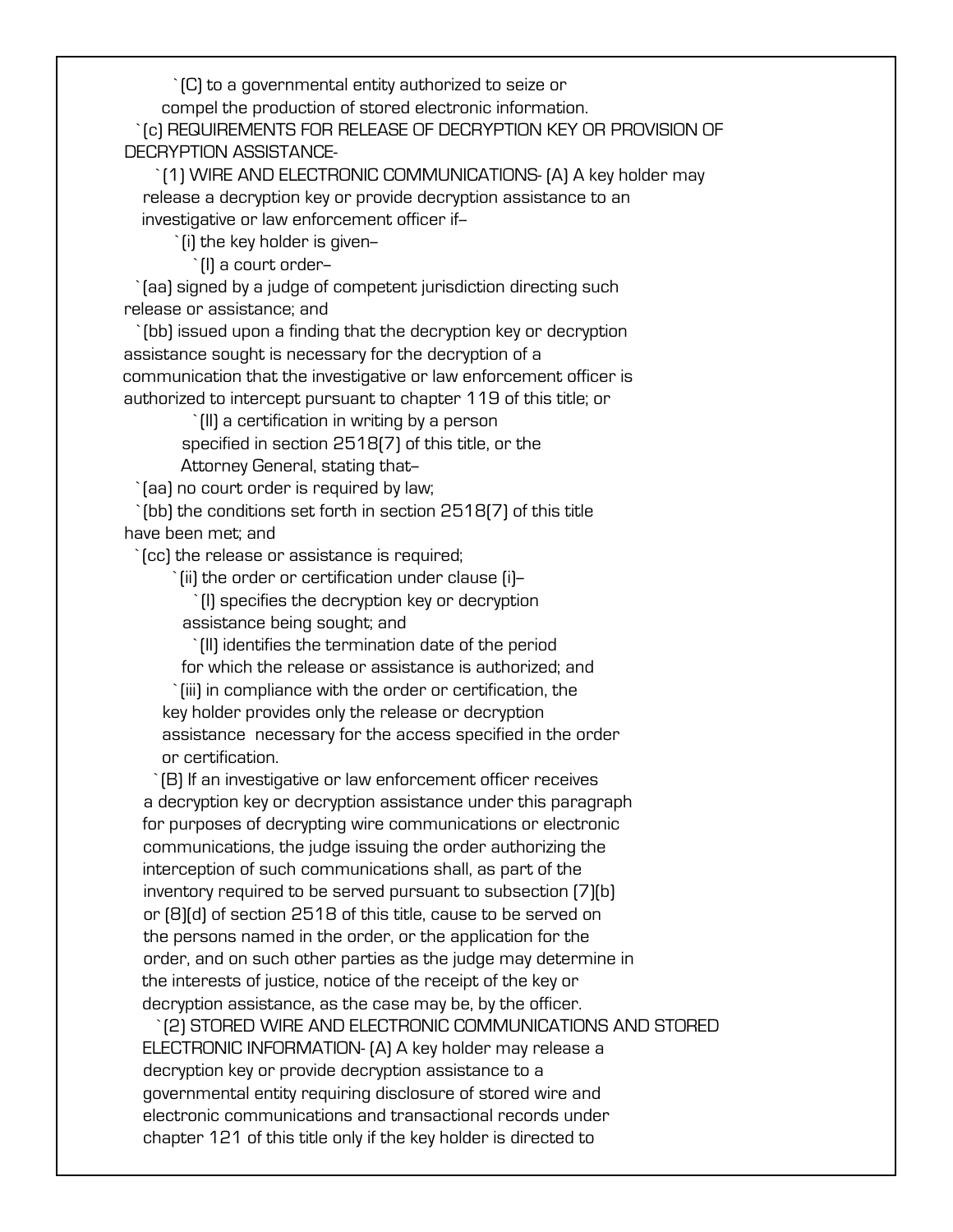`(C) to a governmental entity authorized to seize or compel the production of stored electronic information.

`(c) REQUIREMENTS FOR RELEASE OF DECRYPTION KEY OR PROVISION OF DECRYPTION ASSISTANCE-

`(1) WIRE AND ELECTRONIC COMMUNICATIONS- (A) A key holder may release a decryption key or provide decryption assistance to an investigative or law enforcement officer if--

`(i) the key holder is given--

`(I) a court order--

`(aa) signed by a judge of competent jurisdiction directing such release or assistance; and

`(bb) issued upon a finding that the decryption key or decryption assistance sought is necessary for the decryption of a communication that the investigative or law enforcement officer is authorized to intercept pursuant to chapter 119 of this title; or

`(II) a certification in writing by a person specified in section 2518(7) of this title, or the Attorney General, stating that--

`(aa) no court order is required by law;

`(bb) the conditions set forth in section 2518(7) of this title have been met; and

`(cc) the release or assistance is required;

`(ii) the order or certification under clause (i)--

`(I) specifies the decryption key or decryption assistance being sought; and

`(II) identifies the termination date of the period for which the release or assistance is authorized; and

`(iii) in compliance with the order or certification, the key holder provides only the release or decryption assistance necessary for the access specified in the order or certification.

`(B) If an investigative or law enforcement officer receives a decryption key or decryption assistance under this paragraph for purposes of decrypting wire communications or electronic communications, the judge issuing the order authorizing the interception of such communications shall, as part of the inventory required to be served pursuant to subsection (7)(b) or (8)(d) of section 2518 of this title, cause to be served on the persons named in the order, or the application for the order, and on such other parties as the judge may determine in the interests of justice, notice of the receipt of the key or decryption assistance, as the case may be, by the officer.

`(2) STORED WIRE AND ELECTRONIC COMMUNICATIONS AND STORED ELECTRONIC INFORMATION- (A) A key holder may release a decryption key or provide decryption assistance to a governmental entity requiring disclosure of stored wire and electronic communications and transactional records under chapter 121 of this title only if the key holder is directed to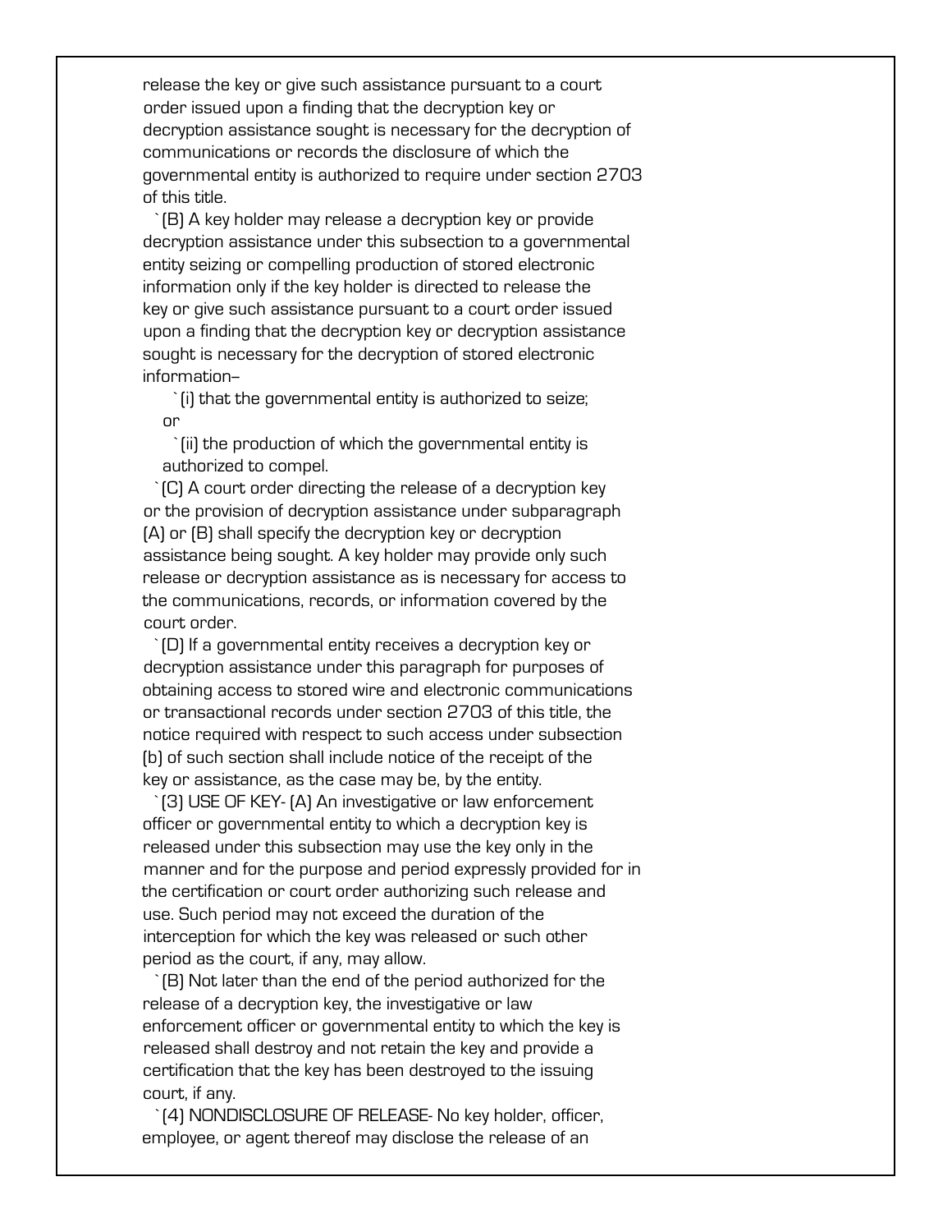release the key or give such assistance pursuant to a court order issued upon a finding that the decryption key or decryption assistance sought is necessary for the decryption of communications or records the disclosure of which the governmental entity is authorized to require under section 2703 of this title.

`(B) A key holder may release a decryption key or provide decryption assistance under this subsection to a governmental entity seizing or compelling production of stored electronic information only if the key holder is directed to release the key or give such assistance pursuant to a court order issued upon a finding that the decryption key or decryption assistance sought is necessary for the decryption of stored electronic information--

`(i) that the governmental entity is authorized to seize; or

`(ii) the production of which the governmental entity is authorized to compel.

`(C) A court order directing the release of a decryption key or the provision of decryption assistance under subparagraph (A) or (B) shall specify the decryption key or decryption assistance being sought. A key holder may provide only such release or decryption assistance as is necessary for access to the communications, records, or information covered by the court order.

`(D) If a governmental entity receives a decryption key or decryption assistance under this paragraph for purposes of obtaining access to stored wire and electronic communications or transactional records under section 2703 of this title, the notice required with respect to such access under subsection (b) of such section shall include notice of the receipt of the key or assistance, as the case may be, by the entity.

`(3) USE OF KEY- (A) An investigative or law enforcement officer or governmental entity to which a decryption key is released under this subsection may use the key only in the manner and for the purpose and period expressly provided for in the certification or court order authorizing such release and use. Such period may not exceed the duration of the interception for which the key was released or such other period as the court, if any, may allow.

`(B) Not later than the end of the period authorized for the release of a decryption key, the investigative or law enforcement officer or governmental entity to which the key is released shall destroy and not retain the key and provide a certification that the key has been destroyed to the issuing court, if any.

`(4) NONDISCLOSURE OF RELEASE- No key holder, officer, employee, or agent thereof may disclose the release of an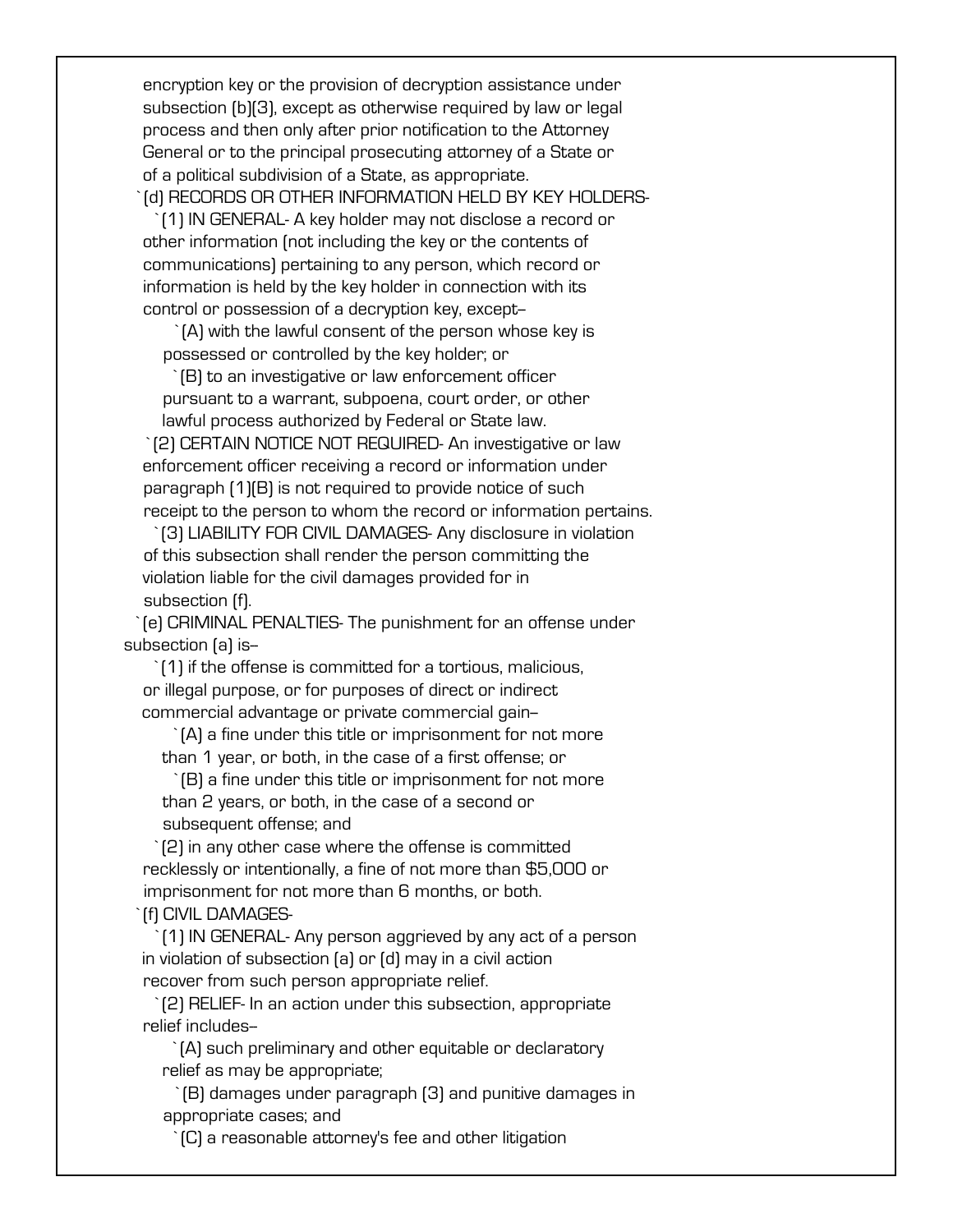encryption key or the provision of decryption assistance under subsection (b)(3), except as otherwise required by law or legal process and then only after prior notification to the Attorney General or to the principal prosecuting attorney of a State or of a political subdivision of a State, as appropriate.

`(d) RECORDS OR OTHER INFORMATION HELD BY KEY HOLDERS-

`(1) IN GENERAL- A key holder may not disclose a record or other information (not including the key or the contents of communications) pertaining to any person, which record or information is held by the key holder in connection with its control or possession of a decryption key, except--

`(A) with the lawful consent of the person whose key is possessed or controlled by the key holder; or

`(B) to an investigative or law enforcement officer pursuant to a warrant, subpoena, court order, or other lawful process authorized by Federal or State law.

`(2) CERTAIN NOTICE NOT REQUIRED- An investigative or law enforcement officer receiving a record or information under paragraph (1)(B) is not required to provide notice of such receipt to the person to whom the record or information pertains.

`(3) LIABILITY FOR CIVIL DAMAGES- Any disclosure in violation of this subsection shall render the person committing the violation liable for the civil damages provided for in subsection (f).

`(e) CRIMINAL PENALTIES- The punishment for an offense under subsection (a) is--

`(1) if the offense is committed for a tortious, malicious, or illegal purpose, or for purposes of direct or indirect commercial advantage or private commercial gain--

`(A) a fine under this title or imprisonment for not more than 1 year, or both, in the case of a first offense; or

`(B) a fine under this title or imprisonment for not more than 2 years, or both, in the case of a second or subsequent offense; and

`(2) in any other case where the offense is committed recklessly or intentionally, a fine of not more than $5,000 or imprisonment for not more than 6 months, or both.

`(f) CIVIL DAMAGES-

`(1) IN GENERAL- Any person aggrieved by any act of a person in violation of subsection (a) or (d) may in a civil action recover from such person appropriate relief.

`(2) RELIEF- In an action under this subsection, appropriate relief includes--

`(A) such preliminary and other equitable or declaratory relief as may be appropriate;

`(B) damages under paragraph (3) and punitive damages in appropriate cases; and

`(C) a reasonable attorney's fee and other litigation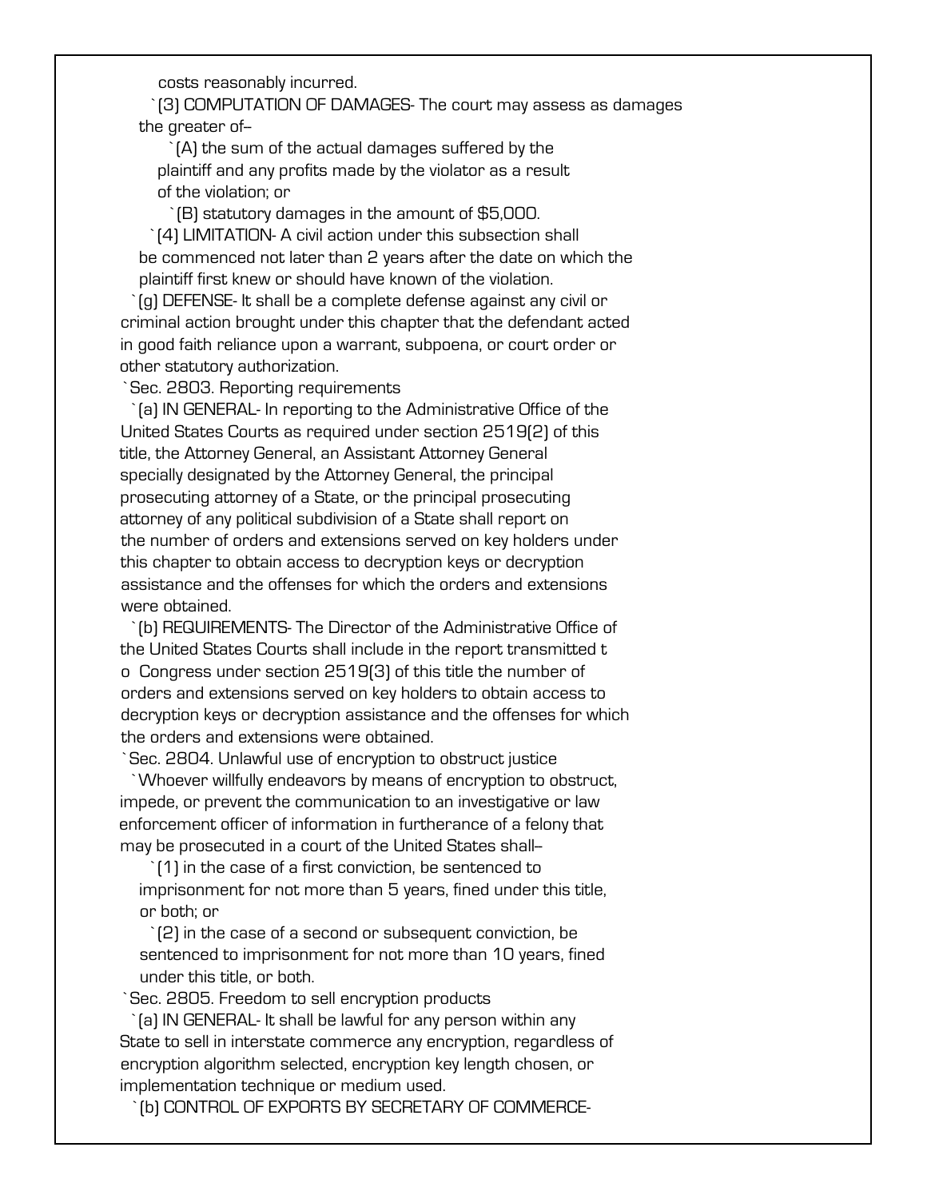costs reasonably incurred.

`(3) COMPUTATION OF DAMAGES- The court may assess as damages the greater of--

`(A) the sum of the actual damages suffered by the plaintiff and any profits made by the violator as a result of the violation; or

`(B) statutory damages in the amount of $5,000.

`(4) LIMITATION- A civil action under this subsection shall be commenced not later than 2 years after the date on which the plaintiff first knew or should have known of the violation.

`(g) DEFENSE- It shall be a complete defense against any civil or criminal action brought under this chapter that the defendant acted in good faith reliance upon a warrant, subpoena, or court order or other statutory authorization.

`Sec. 2803. Reporting requirements

`(a) IN GENERAL- In reporting to the Administrative Office of the United States Courts as required under section 2519(2) of this title, the Attorney General, an Assistant Attorney General specially designated by the Attorney General, the principal prosecuting attorney of a State, or the principal prosecuting attorney of any political subdivision of a State shall report on the number of orders and extensions served on key holders under this chapter to obtain access to decryption keys or decryption assistance and the offenses for which the orders and extensions were obtained.

`(b) REQUIREMENTS- The Director of the Administrative Office of the United States Courts shall include in the report transmitted to Congress under section 2519(3) of this title the number of orders and extensions served on key holders to obtain access to decryption keys or decryption assistance and the offenses for which the orders and extensions were obtained.

`Sec. 2804. Unlawful use of encryption to obstruct justice

`Whoever willfully endeavors by means of encryption to obstruct, impede, or prevent the communication to an investigative or law enforcement officer of information in furtherance of a felony that may be prosecuted in a court of the United States shall--

`(1) in the case of a first conviction, be sentenced to imprisonment for not more than 5 years, fined under this title, or both; or

`(2) in the case of a second or subsequent conviction, be sentenced to imprisonment for not more than 10 years, fined under this title, or both.

`Sec. 2805. Freedom to sell encryption products

`(a) IN GENERAL- It shall be lawful for any person within any State to sell in interstate commerce any encryption, regardless of encryption algorithm selected, encryption key length chosen, or implementation technique or medium used.

`(b) CONTROL OF EXPORTS BY SECRETARY OF COMMERCE-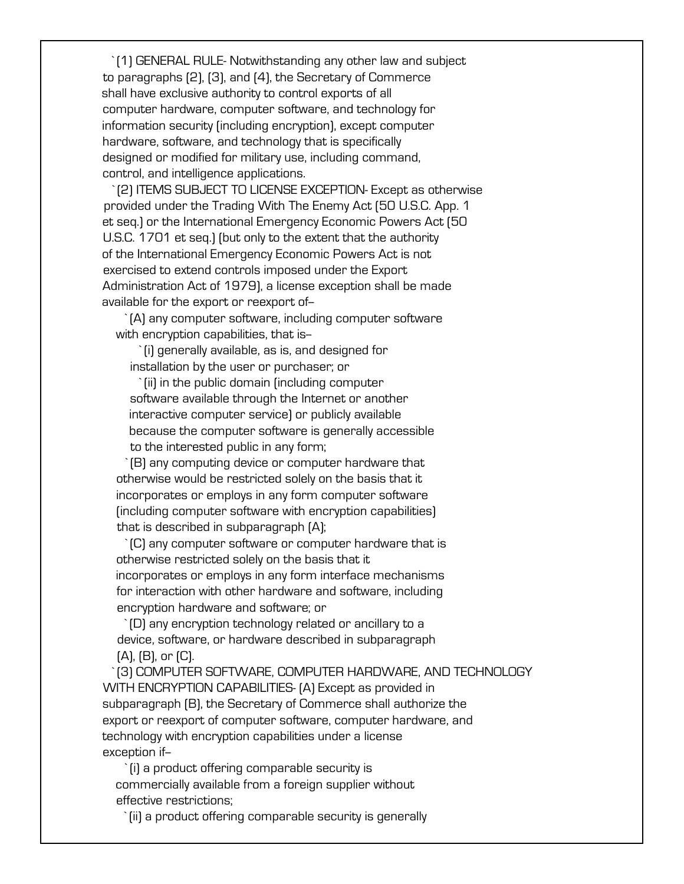`(1) GENERAL RULE- Notwithstanding any other law and subject to paragraphs (2), (3), and (4), the Secretary of Commerce shall have exclusive authority to control exports of all computer hardware, computer software, and technology for information security (including encryption), except computer hardware, software, and technology that is specifically designed or modified for military use, including command, control, and intelligence applications.

`(2) ITEMS SUBJECT TO LICENSE EXCEPTION- Except as otherwise provided under the Trading With The Enemy Act (50 U.S.C. App. 1 et seq.) or the International Emergency Economic Powers Act (50 U.S.C. 1701 et seq.) (but only to the extent that the authority of the International Emergency Economic Powers Act is not exercised to extend controls imposed under the Export Administration Act of 1979), a license exception shall be made available for the export or reexport of--

`(A) any computer software, including computer software with encryption capabilities, that is--

`(i) generally available, as is, and designed for installation by the user or purchaser; or

`(ii) in the public domain (including computer software available through the Internet or another interactive computer service) or publicly available because the computer software is generally accessible to the interested public in any form;

`(B) any computing device or computer hardware that otherwise would be restricted solely on the basis that it incorporates or employs in any form computer software (including computer software with encryption capabilities) that is described in subparagraph (A);

`(C) any computer software or computer hardware that is otherwise restricted solely on the basis that it incorporates or employs in any form interface mechanisms for interaction with other hardware and software, including encryption hardware and software; or

`(D) any encryption technology related or ancillary to a device, software, or hardware described in subparagraph (A), (B), or (C).

`(3) COMPUTER SOFTWARE, COMPUTER HARDWARE, AND TECHNOLOGY WITH ENCRYPTION CAPABILITIES- (A) Except as provided in subparagraph (B), the Secretary of Commerce shall authorize the export or reexport of computer software, computer hardware, and technology with encryption capabilities under a license exception if--

`(i) a product offering comparable security is commercially available from a foreign supplier without effective restrictions;

`(ii) a product offering comparable security is generally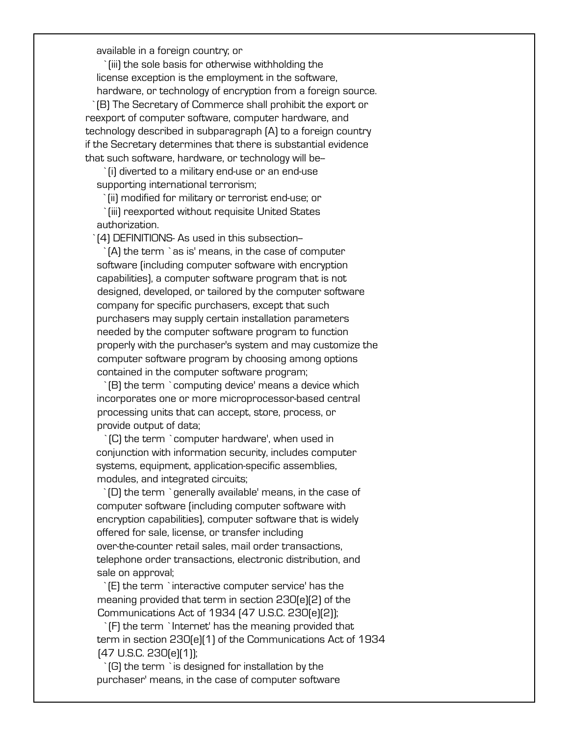available in a foreign country; or

`(iii) the sole basis for otherwise withholding the license exception is the employment in the software, hardware, or technology of encryption from a foreign source.

`(B) The Secretary of Commerce shall prohibit the export or reexport of computer software, computer hardware, and technology described in subparagraph (A) to a foreign country if the Secretary determines that there is substantial evidence that such software, hardware, or technology will be--

`(i) diverted to a military end-use or an end-use supporting international terrorism;

`(ii) modified for military or terrorist end-use; or

`(iii) reexported without requisite United States authorization.

`(4) DEFINITIONS- As used in this subsection--

`(A) the term `as is' means, in the case of computer software (including computer software with encryption capabilities), a computer software program that is not designed, developed, or tailored by the computer software company for specific purchasers, except that such purchasers may supply certain installation parameters needed by the computer software program to function properly with the purchaser's system and may customize the computer software program by choosing among options contained in the computer software program;

`(B) the term `computing device' means a device which incorporates one or more microprocessor-based central processing units that can accept, store, process, or provide output of data;

`(C) the term `computer hardware', when used in conjunction with information security, includes computer systems, equipment, application-specific assemblies, modules, and integrated circuits;

`(D) the term `generally available' means, in the case of computer software (including computer software with encryption capabilities), computer software that is widely offered for sale, license, or transfer including over-the-counter retail sales, mail order transactions, telephone order transactions, electronic distribution, and sale on approval;

`(E) the term `interactive computer service' has the meaning provided that term in section 230(e)(2) of the Communications Act of 1934 (47 U.S.C. 230(e)(2));

`(F) the term `Internet' has the meaning provided that term in section 230(e)(1) of the Communications Act of 1934 (47 U.S.C. 230(e)(1));

`(G) the term `is designed for installation by the purchaser' means, in the case of computer software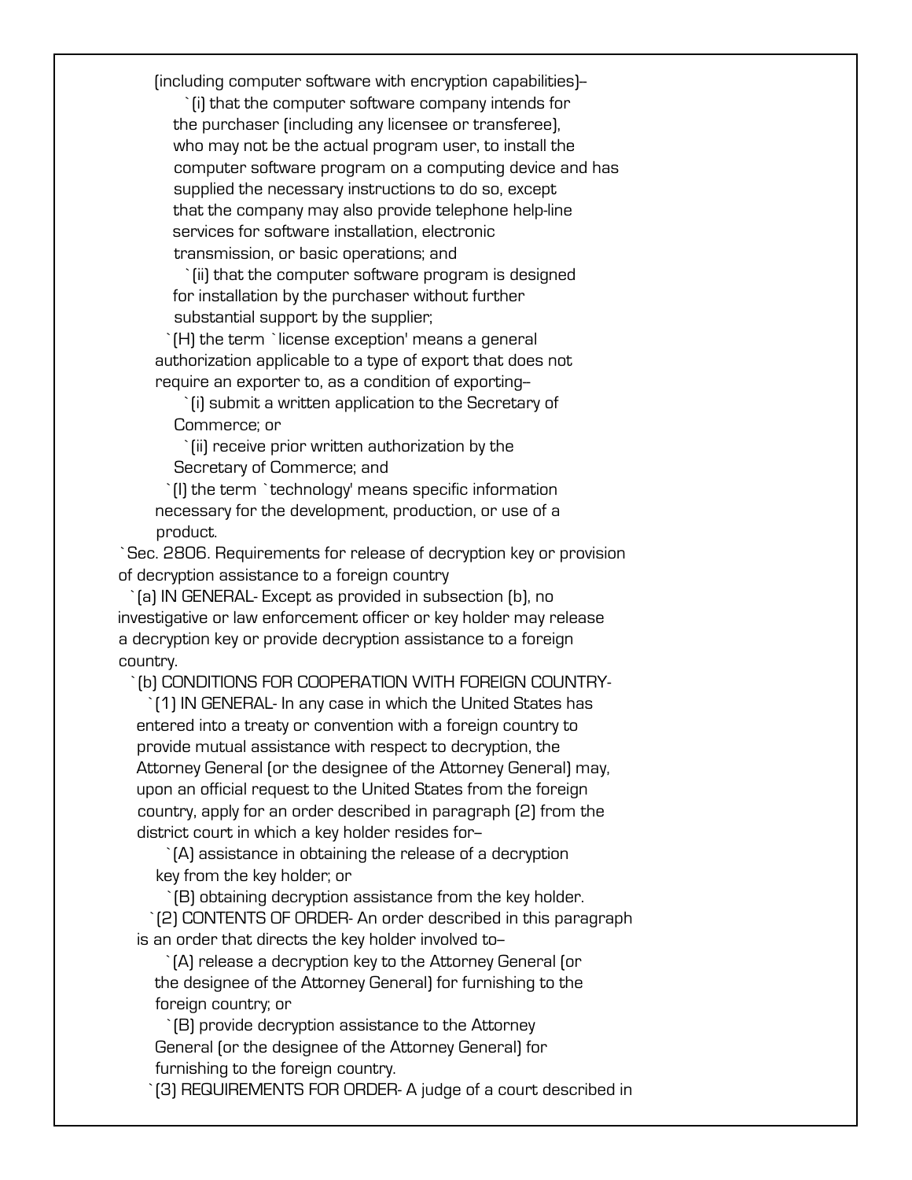(including computer software with encryption capabilities)--

`(i) that the computer software company intends for the purchaser (including any licensee or transferee), who may not be the actual program user, to install the computer software program on a computing device and has supplied the necessary instructions to do so, except that the company may also provide telephone help-line services for software installation, electronic transmission, or basic operations; and

`(ii) that the computer software program is designed for installation by the purchaser without further substantial support by the supplier;

`(H) the term `license exception' means a general authorization applicable to a type of export that does not require an exporter to, as a condition of exporting--

`(i) submit a written application to the Secretary of Commerce; or

`(ii) receive prior written authorization by the Secretary of Commerce; and

`(I) the term `technology' means specific information necessary for the development, production, or use of a product.

`Sec. 2806. Requirements for release of decryption key or provision of decryption assistance to a foreign country

`(a) IN GENERAL- Except as provided in subsection (b), no investigative or law enforcement officer or key holder may release a decryption key or provide decryption assistance to a foreign country.

`(b) CONDITIONS FOR COOPERATION WITH FOREIGN COUNTRY-

`(1) IN GENERAL- In any case in which the United States has entered into a treaty or convention with a foreign country to provide mutual assistance with respect to decryption, the Attorney General (or the designee of the Attorney General) may, upon an official request to the United States from the foreign country, apply for an order described in paragraph (2) from the district court in which a key holder resides for--

`(A) assistance in obtaining the release of a decryption key from the key holder; or

`(B) obtaining decryption assistance from the key holder.

`(2) CONTENTS OF ORDER- An order described in this paragraph is an order that directs the key holder involved to--

`(A) release a decryption key to the Attorney General (or the designee of the Attorney General) for furnishing to the foreign country; or

`(B) provide decryption assistance to the Attorney General (or the designee of the Attorney General) for furnishing to the foreign country.

`(3) REQUIREMENTS FOR ORDER- A judge of a court described in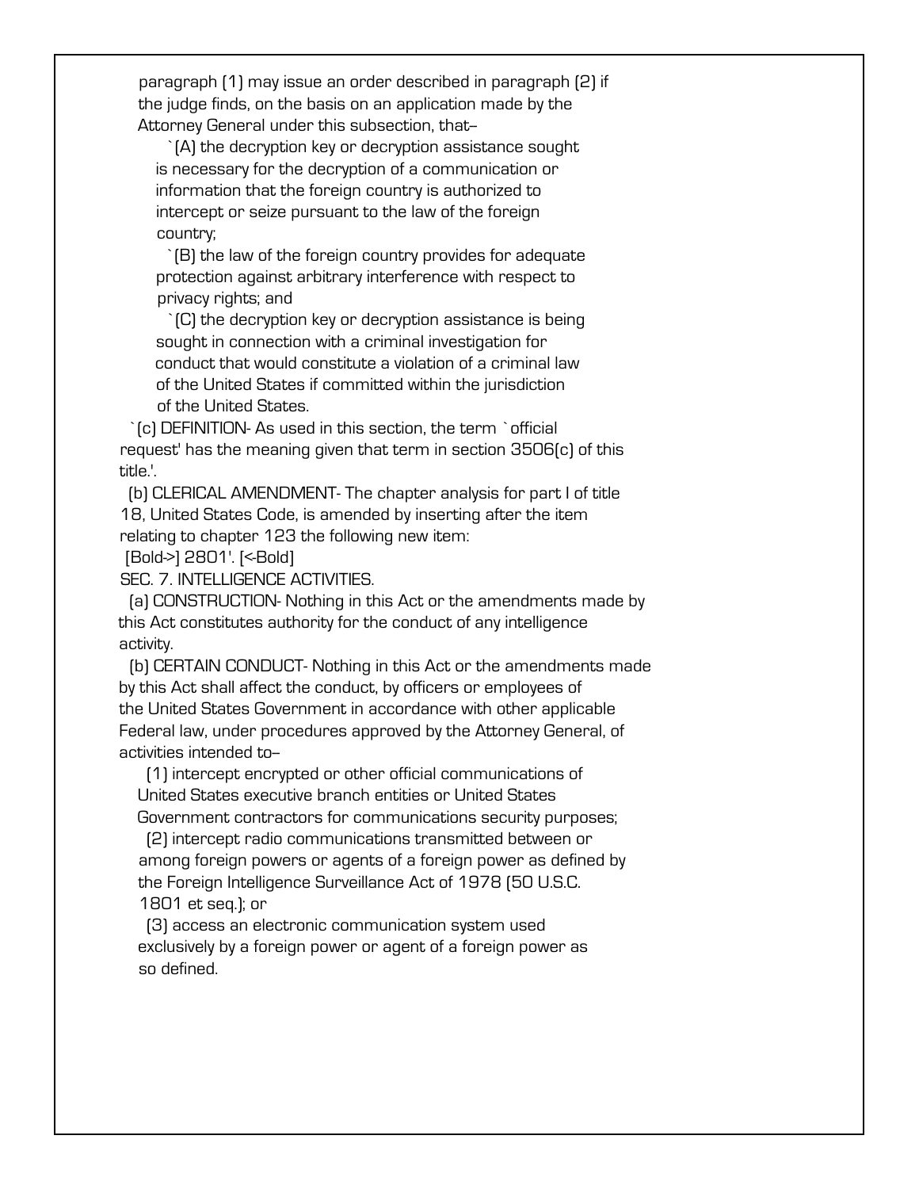paragraph (1) may issue an order described in paragraph (2) if the judge finds, on the basis on an application made by the Attorney General under this subsection, that--

`(A) the decryption key or decryption assistance sought is necessary for the decryption of a communication or information that the foreign country is authorized to intercept or seize pursuant to the law of the foreign country;

`(B) the law of the foreign country provides for adequate protection against arbitrary interference with respect to privacy rights; and

`(C) the decryption key or decryption assistance is being sought in connection with a criminal investigation for conduct that would constitute a violation of a criminal law of the United States if committed within the jurisdiction of the United States.

`(c) DEFINITION- As used in this section, the term `official request' has the meaning given that term in section 3506(c) of this title.'.

(b) CLERICAL AMENDMENT- The chapter analysis for part I of title 18, United States Code, is amended by inserting after the item relating to chapter 123 the following new item:

[Bold->] 2801'. [<-Bold]

SEC. 7. INTELLIGENCE ACTIVITIES.

(a) CONSTRUCTION- Nothing in this Act or the amendments made by this Act constitutes authority for the conduct of any intelligence activity.

(b) CERTAIN CONDUCT- Nothing in this Act or the amendments made by this Act shall affect the conduct, by officers or employees of the United States Government in accordance with other applicable Federal law, under procedures approved by the Attorney General, of activities intended to--

(1) intercept encrypted or other official communications of United States executive branch entities or United States Government contractors for communications security purposes;

(2) intercept radio communications transmitted between or among foreign powers or agents of a foreign power as defined by the Foreign Intelligence Surveillance Act of 1978 (50 U.S.C. 1801 et seq.); or

(3) access an electronic communication system used exclusively by a foreign power or agent of a foreign power as so defined.